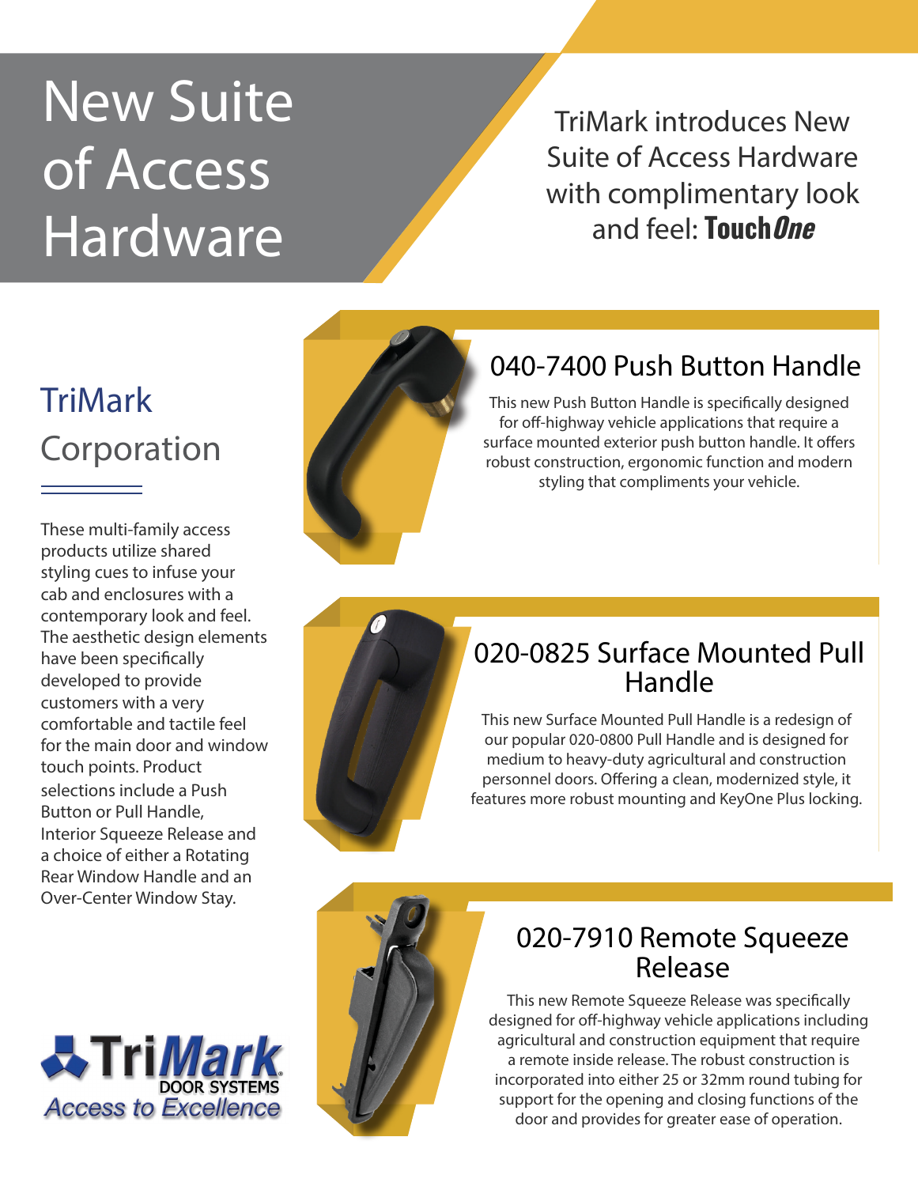# New Suite of Access Hardware

TriMark introduces New Suite of Access Hardware with complimentary look and feel: **Touch*One***

## TriMark Corporation

These multi-family access products utilize shared styling cues to infuse your cab and enclosures with a contemporary look and feel. The aesthetic design elements have been specifically developed to provide customers with a very comfortable and tactile feel for the main door and window touch points. Product selections include a Push Button or Pull Handle, Interior Squeeze Release and a choice of either a Rotating Rear Window Handle and an Over-Center Window Stay.

TriMark DOOR SYSTEMS
*Access to Excellence*

## 040-7400 Push Button Handle

This new Push Button Handle is specifically designed for off-highway vehicle applications that require a surface mounted exterior push button handle. It offers robust construction, ergonomic function and modern styling that compliments your vehicle.

## 020-0825 Surface Mounted Pull Handle

This new Surface Mounted Pull Handle is a redesign of our popular 020-0800 Pull Handle and is designed for medium to heavy-duty agricultural and construction personnel doors. Offering a clean, modernized style, it features more robust mounting and KeyOne Plus locking.

## 020-7910 Remote Squeeze Release

This new Remote Squeeze Release was specifically designed for off-highway vehicle applications including agricultural and construction equipment that require a remote inside release. The robust construction is incorporated into either 25 or 32mm round tubing for support for the opening and closing functions of the door and provides for greater ease of operation.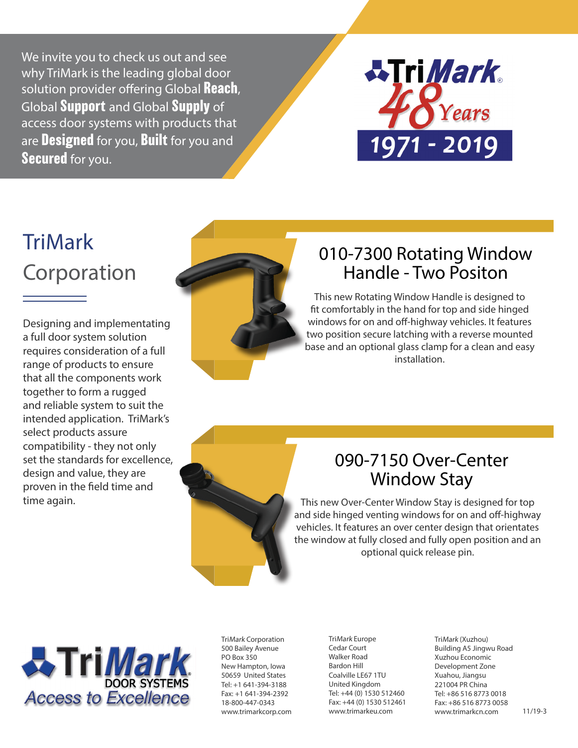We invite you to check us out and see why TriMark is the leading global door solution provider offering Global **Reach**, Global **Support** and Global **Supply** of access door systems with products that are **Designed** for you, **Built** for you and **Secured** for you.

TriMark 48 Years 1971 - 2019

# TriMark Corporation

Designing and implementating a full door system solution requires consideration of a full range of products to ensure that all the components work together to form a rugged and reliable system to suit the intended application. TriMark's select products assure compatibility - they not only set the standards for excellence, design and value, they are proven in the field time and time again.

## 010-7300 Rotating Window Handle - Two Positon

This new Rotating Window Handle is designed to fit comfortably in the hand for top and side hinged windows for on and off-highway vehicles. It features two position secure latching with a reverse mounted base and an optional glass clamp for a clean and easy installation.

## 090-7150 Over-Center Window Stay

This new Over-Center Window Stay is designed for top and side hinged venting windows for on and off-highway vehicles. It features an over center design that orientates the window at fully closed and fully open position and an optional quick release pin.

TriMark DOOR SYSTEMS
*Access to Excellence*

Tri*Mark* Corporation
500 Bailey Avenue
PO Box 350
New Hampton, Iowa
50659 United States
Tel: +1 641-394-3188
Fax: +1 641-394-2392
18-800-447-0343
www.trimarkcorp.com

Tri*Mark* Europe
Cedar Court
Walker Road
Bardon Hill
Coalville LE67 1TU
United Kingdom
Tel: +44 (0) 1530 512460
Fax: +44 (0) 1530 512461
www.trimarkeu.com

Tri*Mark* (Xuzhou)
Building A5 Jingwu Road
Xuzhou Economic
Development Zone
Xuahou, Jiangsu
221004 PR China
Tel: +86 516 8773 0018
Fax: +86 516 8773 0058
www.trimarkcn.com

11/19-3